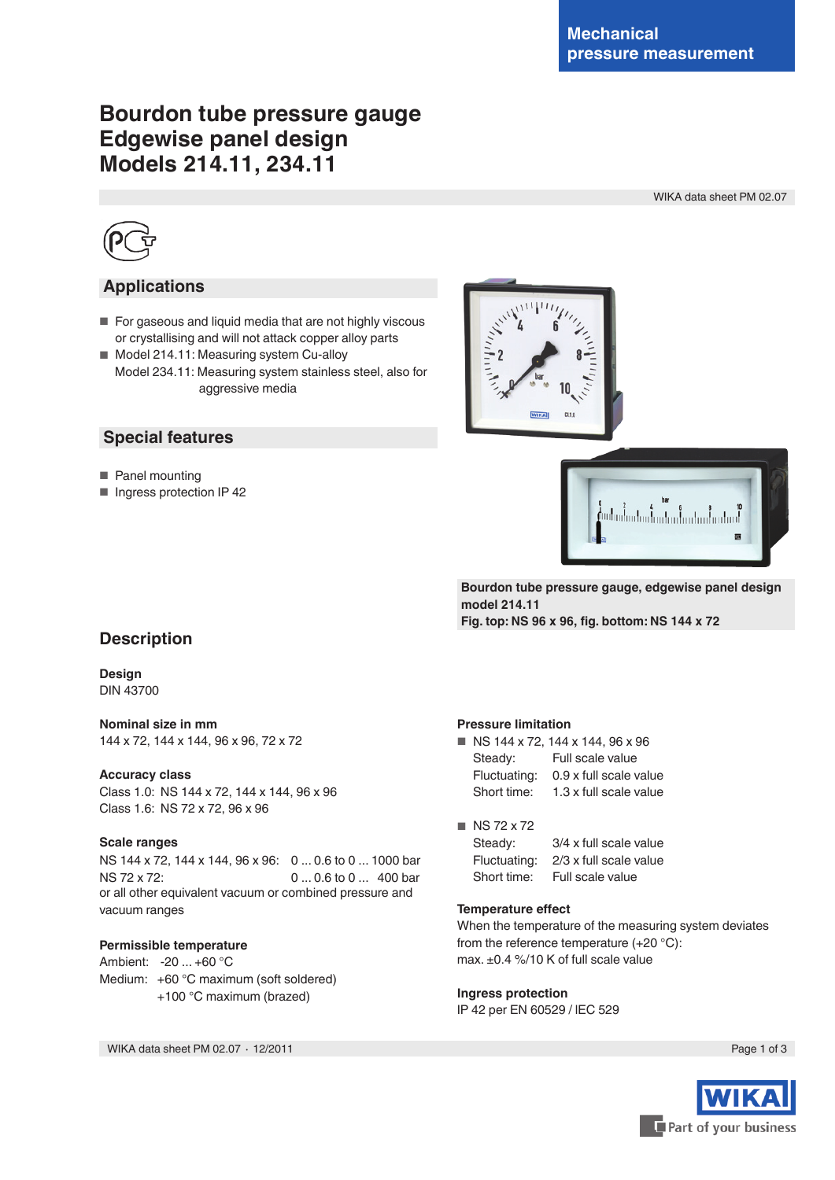Mechanical pressure measurement

# Bourdon tube pressure gauge Edgewise panel design Models 214.11, 234.11

WIKA data sheet PM 02.07

## Applications

- For gaseous and liquid media that are not highly viscous or crystallising and will not attack copper alloy parts
- Model 214.11: Measuring system Cu-alloy
  Model 234.11: Measuring system stainless steel, also for aggressive media

## Special features

- Panel mounting
- Ingress protection IP 42

**Bourdon tube pressure gauge, edgewise panel design model 214.11**
**Fig. top: NS 96 x 96, fig. bottom: NS 144 x 72**

## Description

**Design**
DIN 43700

**Nominal size in mm**
144 x 72, 144 x 144, 96 x 96, 72 x 72

**Accuracy class**
Class 1.0: NS 144 x 72, 144 x 144, 96 x 96
Class 1.6: NS 72 x 72, 96 x 96

**Scale ranges**
NS 144 x 72, 144 x 144, 96 x 96: 0 ... 0.6 to 0 ... 1000 bar
NS 72 x 72: 0 ... 0.6 to 0 ... 400 bar
or all other equivalent vacuum or combined pressure and vacuum ranges

**Permissible temperature**
Ambient: -20 ... +60 °C
Medium: +60 °C maximum (soft soldered)
+100 °C maximum (brazed)

**Pressure limitation**

- NS 144 x 72, 144 x 144, 96 x 96
  Steady: Full scale value
  Fluctuating: 0.9 x full scale value
  Short time: 1.3 x full scale value

- NS 72 x 72
  Steady: 3/4 x full scale value
  Fluctuating: 2/3 x full scale value
  Short time: Full scale value

**Temperature effect**
When the temperature of the measuring system deviates from the reference temperature (+20 °C):
max. ±0.4 %/10 K of full scale value

**Ingress protection**
IP 42 per EN 60529 / IEC 529

WIKA data sheet PM 02.07 · 12/2011

WIKA Part of your business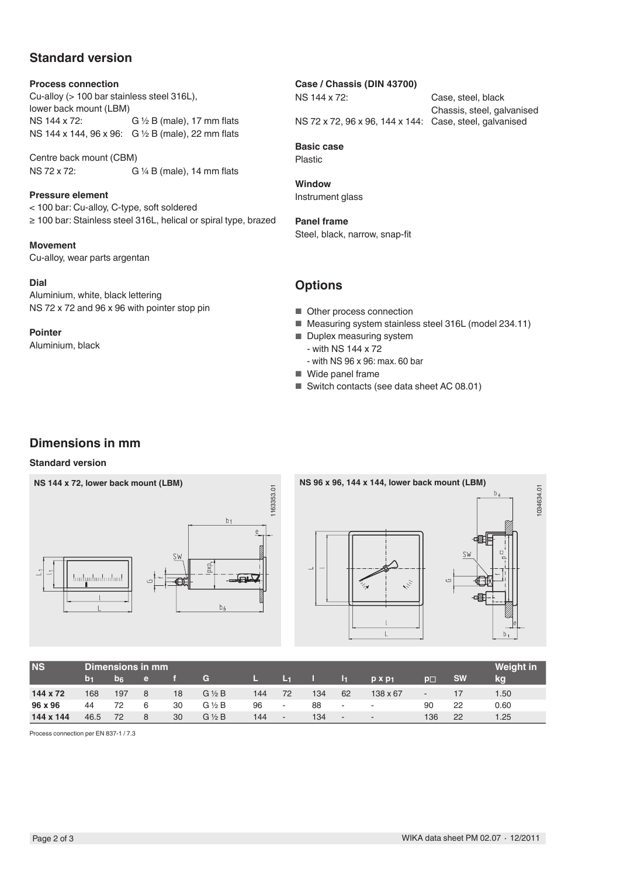## Standard version

### Process connection

Cu-alloy (> 100 bar stainless steel 316L), lower back mount (LBM)

NS 144 x 72: G ½ B (male), 17 mm flats

NS 144 x 144, 96 x 96: G ½ B (male), 22 mm flats

Centre back mount (CBM)

NS 72 x 72: G ¼ B (male), 14 mm flats

### Pressure element

< 100 bar: Cu-alloy, C-type, soft soldered

≥ 100 bar: Stainless steel 316L, helical or spiral type, brazed

### Movement

Cu-alloy, wear parts argentan

### Dial

Aluminium, white, black lettering

NS 72 x 72 and 96 x 96 with pointer stop pin

### Pointer

Aluminium, black

### Case / Chassis (DIN 43700)

NS 144 x 72: Case, steel, black
Chassis, steel, galvanised

NS 72 x 72, 96 x 96, 144 x 144: Case, steel, galvanised

### Basic case

Plastic

### Window

Instrument glass

### Panel frame

Steel, black, narrow, snap-fit

## Options

- Other process connection
- Measuring system stainless steel 316L (model 234.11)
- Duplex measuring system
  - with NS 144 x 72
  - with NS 96 x 96: max. 60 bar
- Wide panel frame
- Switch contacts (see data sheet AC 08.01)

## Dimensions in mm

### Standard version

**NS 144 x 72, lower back mount (LBM)**

**NS 96 x 96, 144 x 144, lower back mount (LBM)**

| NS | Dimensions in mm | | | | | | | | | | | | Weight in |
|---|---|---|---|---|---|---|---|---|---|---|---|---|---|
| | $b_1$ | $b_6$ | e | f | G | L | $L_1$ | l | $l_1$ | p x $p_1$ | p□ | SW | kg |
| **144 x 72** | 168 | 197 | 8 | 18 | G ½ B | 144 | 72 | 134 | 62 | 138 x 67 | - | 17 | 1.50 |
| **96 x 96** | 44 | 72 | 6 | 30 | G ½ B | 96 | - | 88 | - | - | 90 | 22 | 0.60 |
| **144 x 144** | 46.5 | 72 | 8 | 30 | G ½ B | 144 | - | 134 | - | - | 136 | 22 | 1.25 |

Process connection per EN 837-1 / 7.3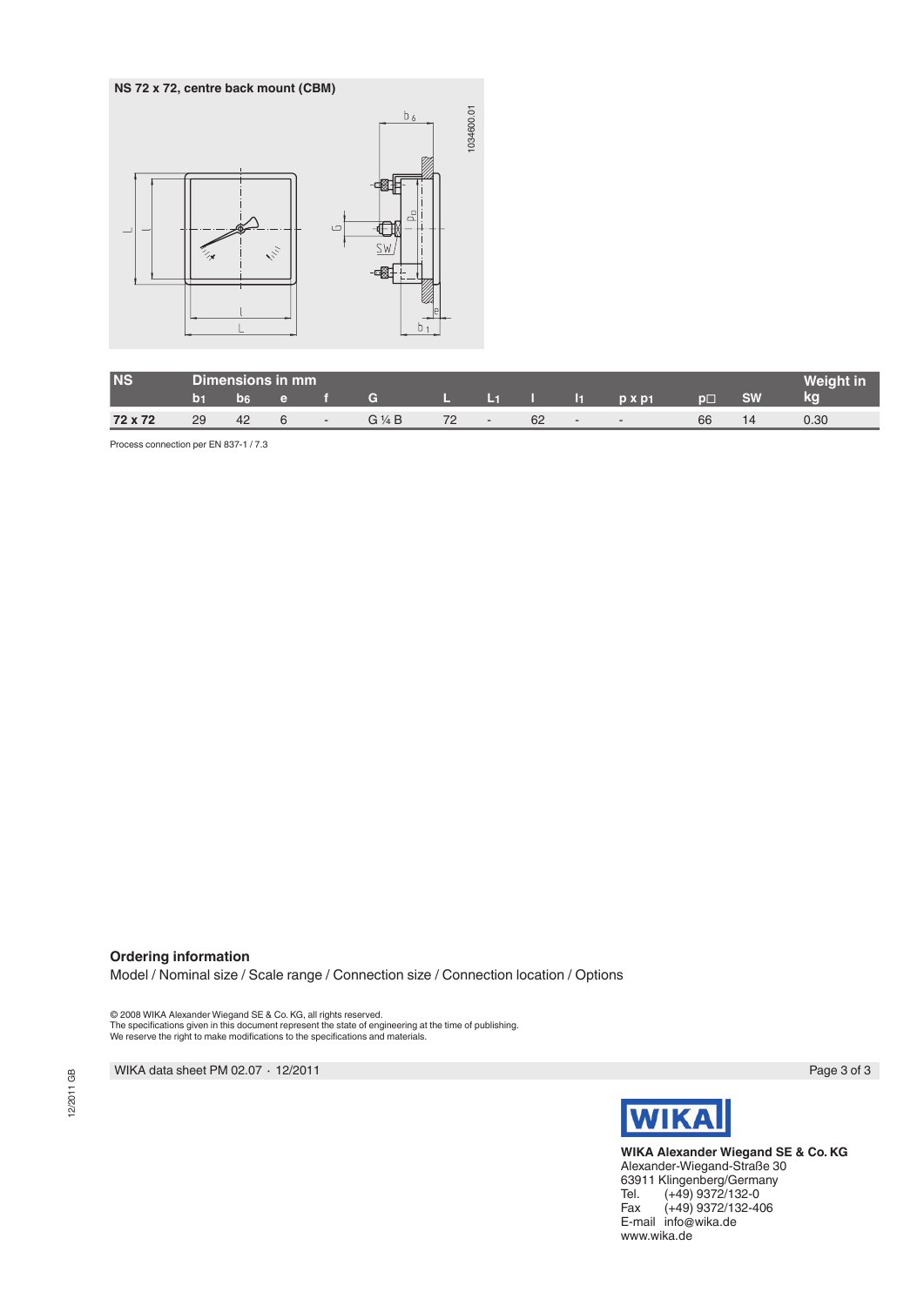**NS 72 x 72, centre back mount (CBM)**

b6

1034600.01

L l G p□ SW e b1 l L

| NS | Dimensions in mm | | | | | | | | | | | | Weight in kg |
|---|---|---|---|---|---|---|---|---|---|---|---|---|---|
| | $b_1$ | $b_6$ | e | f | G | L | $L_1$ | l | $l_1$ | p x $p_1$ | p□ | SW | |
| **72 x 72** | 29 | 42 | 6 | - | G ¼ B | 72 | - | 62 | - | - | 66 | 14 | 0.30 |

Process connection per EN 837-1 / 7.3

**Ordering information**

Model / Nominal size / Scale range / Connection size / Connection location / Options

© 2008 WIKA Alexander Wiegand SE & Co. KG, all rights reserved.
The specifications given in this document represent the state of engineering at the time of publishing.
We reserve the right to make modifications to the specifications and materials.

12/2011 GB

WIKA

**WIKA Alexander Wiegand SE & Co. KG**
Alexander-Wiegand-Straße 30
63911 Klingenberg/Germany
Tel. (+49) 9372/132-0
Fax (+49) 9372/132-406
E-mail info@wika.de
www.wika.de